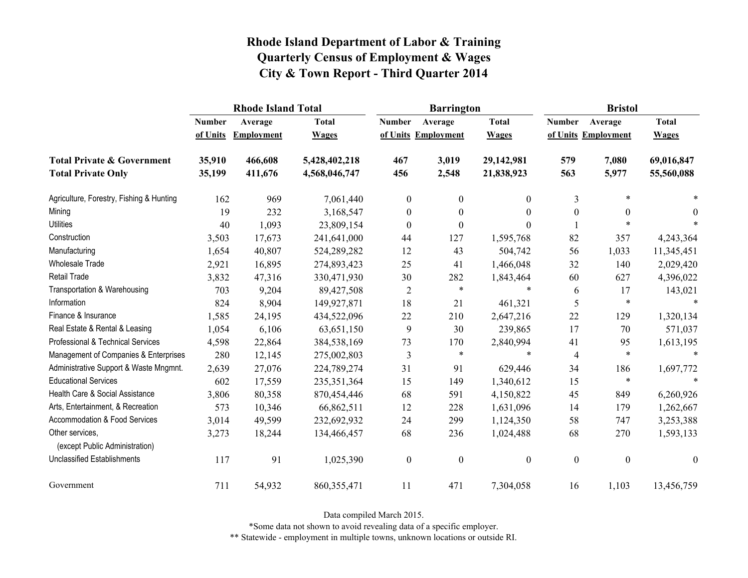# Rhode Island Department of Labor & Training
## Quarterly Census of Employment & Wages
## City & Town Report - Third Quarter 2014

| | Rhode Island Total | | | Barrington | | | Bristol | | |
|---|---|---|---|---|---|---|---|---|---|
| | Number of Units | Average Employment | Total Wages | Number of Units | Average Employment | Total Wages | Number of Units | Average Employment | Total Wages |
| **Total Private & Government** | **35,910** | **466,608** | **5,428,402,218** | **467** | **3,019** | **29,142,981** | **579** | **7,080** | **69,016,847** |
| **Total Private Only** | **35,199** | **411,676** | **4,568,046,747** | **456** | **2,548** | **21,838,923** | **563** | **5,977** | **55,560,088** |
| Agriculture, Forestry, Fishing & Hunting | 162 | 969 | 7,061,440 | 0 | 0 | 0 | 3 | * | * |
| Mining | 19 | 232 | 3,168,547 | 0 | 0 | 0 | 0 | 0 | 0 |
| Utilities | 40 | 1,093 | 23,809,154 | 0 | 0 | 0 | 1 | * | * |
| Construction | 3,503 | 17,673 | 241,641,000 | 44 | 127 | 1,595,768 | 82 | 357 | 4,243,364 |
| Manufacturing | 1,654 | 40,807 | 524,289,282 | 12 | 43 | 504,742 | 56 | 1,033 | 11,345,451 |
| Wholesale Trade | 2,921 | 16,895 | 274,893,423 | 25 | 41 | 1,466,048 | 32 | 140 | 2,029,420 |
| Retail Trade | 3,832 | 47,316 | 330,471,930 | 30 | 282 | 1,843,464 | 60 | 627 | 4,396,022 |
| Transportation & Warehousing | 703 | 9,204 | 89,427,508 | 2 | * | * | 6 | 17 | 143,021 |
| Information | 824 | 8,904 | 149,927,871 | 18 | 21 | 461,321 | 5 | * | * |
| Finance & Insurance | 1,585 | 24,195 | 434,522,096 | 22 | 210 | 2,647,216 | 22 | 129 | 1,320,134 |
| Real Estate & Rental & Leasing | 1,054 | 6,106 | 63,651,150 | 9 | 30 | 239,865 | 17 | 70 | 571,037 |
| Professional & Technical Services | 4,598 | 22,864 | 384,538,169 | 73 | 170 | 2,840,994 | 41 | 95 | 1,613,195 |
| Management of Companies & Enterprises | 280 | 12,145 | 275,002,803 | 3 | * | * | 4 | * | * |
| Administrative Support & Waste Mngmnt. | 2,639 | 27,076 | 224,789,274 | 31 | 91 | 629,446 | 34 | 186 | 1,697,772 |
| Educational Services | 602 | 17,559 | 235,351,364 | 15 | 149 | 1,340,612 | 15 | * | * |
| Health Care & Social Assistance | 3,806 | 80,358 | 870,454,446 | 68 | 591 | 4,150,822 | 45 | 849 | 6,260,926 |
| Arts, Entertainment, & Recreation | 573 | 10,346 | 66,862,511 | 12 | 228 | 1,631,096 | 14 | 179 | 1,262,667 |
| Accommodation & Food Services | 3,014 | 49,599 | 232,692,932 | 24 | 299 | 1,124,350 | 58 | 747 | 3,253,388 |
| Other services, (except Public Administration) | 3,273 | 18,244 | 134,466,457 | 68 | 236 | 1,024,488 | 68 | 270 | 1,593,133 |
| Unclassified Establishments | 117 | 91 | 1,025,390 | 0 | 0 | 0 | 0 | 0 | 0 |
| Government | 711 | 54,932 | 860,355,471 | 11 | 471 | 7,304,058 | 16 | 1,103 | 13,456,759 |

Data compiled March 2015.

*Some data not shown to avoid revealing data of a specific employer.

** Statewide - employment in multiple towns, unknown locations or outside RI.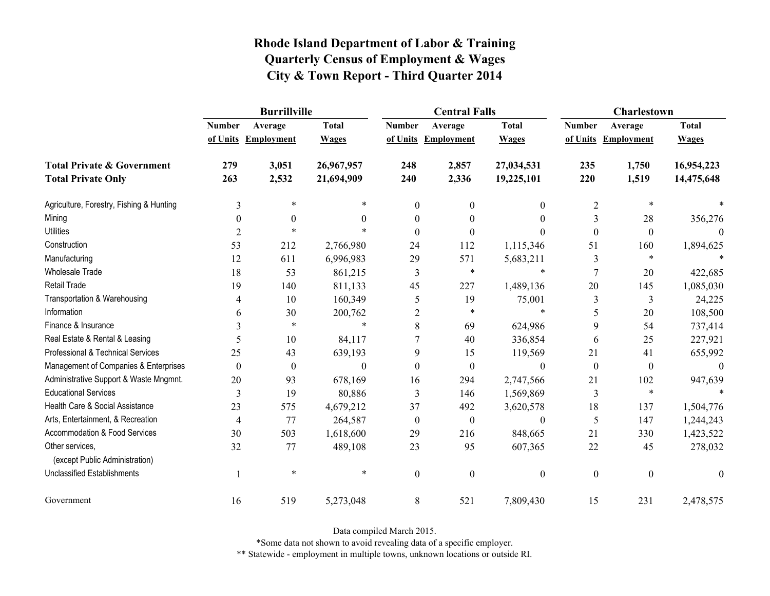# Rhode Island Department of Labor & Training
## Quarterly Census of Employment & Wages
## City & Town Report - Third Quarter 2014

| | Burrillville | | | Central Falls | | | Charlestown | | |
|---|---|---|---|---|---|---|---|---|---|
| | Number of Units | Average Employment | Total Wages | Number of Units | Average Employment | Total Wages | Number of Units | Average Employment | Total Wages |
| **Total Private & Government** | **279** | **3,051** | **26,967,957** | **248** | **2,857** | **27,034,531** | **235** | **1,750** | **16,954,223** |
| **Total Private Only** | **263** | **2,532** | **21,694,909** | **240** | **2,336** | **19,225,101** | **220** | **1,519** | **14,475,648** |
| Agriculture, Forestry, Fishing & Hunting | 3 | * | * | 0 | 0 | 0 | 2 | * | * |
| Mining | 0 | 0 | 0 | 0 | 0 | 0 | 3 | 28 | 356,276 |
| Utilities | 2 | * | * | 0 | 0 | 0 | 0 | 0 | 0 |
| Construction | 53 | 212 | 2,766,980 | 24 | 112 | 1,115,346 | 51 | 160 | 1,894,625 |
| Manufacturing | 12 | 611 | 6,996,983 | 29 | 571 | 5,683,211 | 3 | * | * |
| Wholesale Trade | 18 | 53 | 861,215 | 3 | * | * | 7 | 20 | 422,685 |
| Retail Trade | 19 | 140 | 811,133 | 45 | 227 | 1,489,136 | 20 | 145 | 1,085,030 |
| Transportation & Warehousing | 4 | 10 | 160,349 | 5 | 19 | 75,001 | 3 | 3 | 24,225 |
| Information | 6 | 30 | 200,762 | 2 | * | * | 5 | 20 | 108,500 |
| Finance & Insurance | 3 | * | * | 8 | 69 | 624,986 | 9 | 54 | 737,414 |
| Real Estate & Rental & Leasing | 5 | 10 | 84,117 | 7 | 40 | 336,854 | 6 | 25 | 227,921 |
| Professional & Technical Services | 25 | 43 | 639,193 | 9 | 15 | 119,569 | 21 | 41 | 655,992 |
| Management of Companies & Enterprises | 0 | 0 | 0 | 0 | 0 | 0 | 0 | 0 | 0 |
| Administrative Support & Waste Mngmnt. | 20 | 93 | 678,169 | 16 | 294 | 2,747,566 | 21 | 102 | 947,639 |
| Educational Services | 3 | 19 | 80,886 | 3 | 146 | 1,569,869 | 3 | * | * |
| Health Care & Social Assistance | 23 | 575 | 4,679,212 | 37 | 492 | 3,620,578 | 18 | 137 | 1,504,776 |
| Arts, Entertainment, & Recreation | 4 | 77 | 264,587 | 0 | 0 | 0 | 5 | 147 | 1,244,243 |
| Accommodation & Food Services | 30 | 503 | 1,618,600 | 29 | 216 | 848,665 | 21 | 330 | 1,423,522 |
| Other services, (except Public Administration) | 32 | 77 | 489,108 | 23 | 95 | 607,365 | 22 | 45 | 278,032 |
| Unclassified Establishments | 1 | * | * | 0 | 0 | 0 | 0 | 0 | 0 |
| Government | 16 | 519 | 5,273,048 | 8 | 521 | 7,809,430 | 15 | 231 | 2,478,575 |

Data compiled March 2015.

*Some data not shown to avoid revealing data of a specific employer.

** Statewide - employment in multiple towns, unknown locations or outside RI.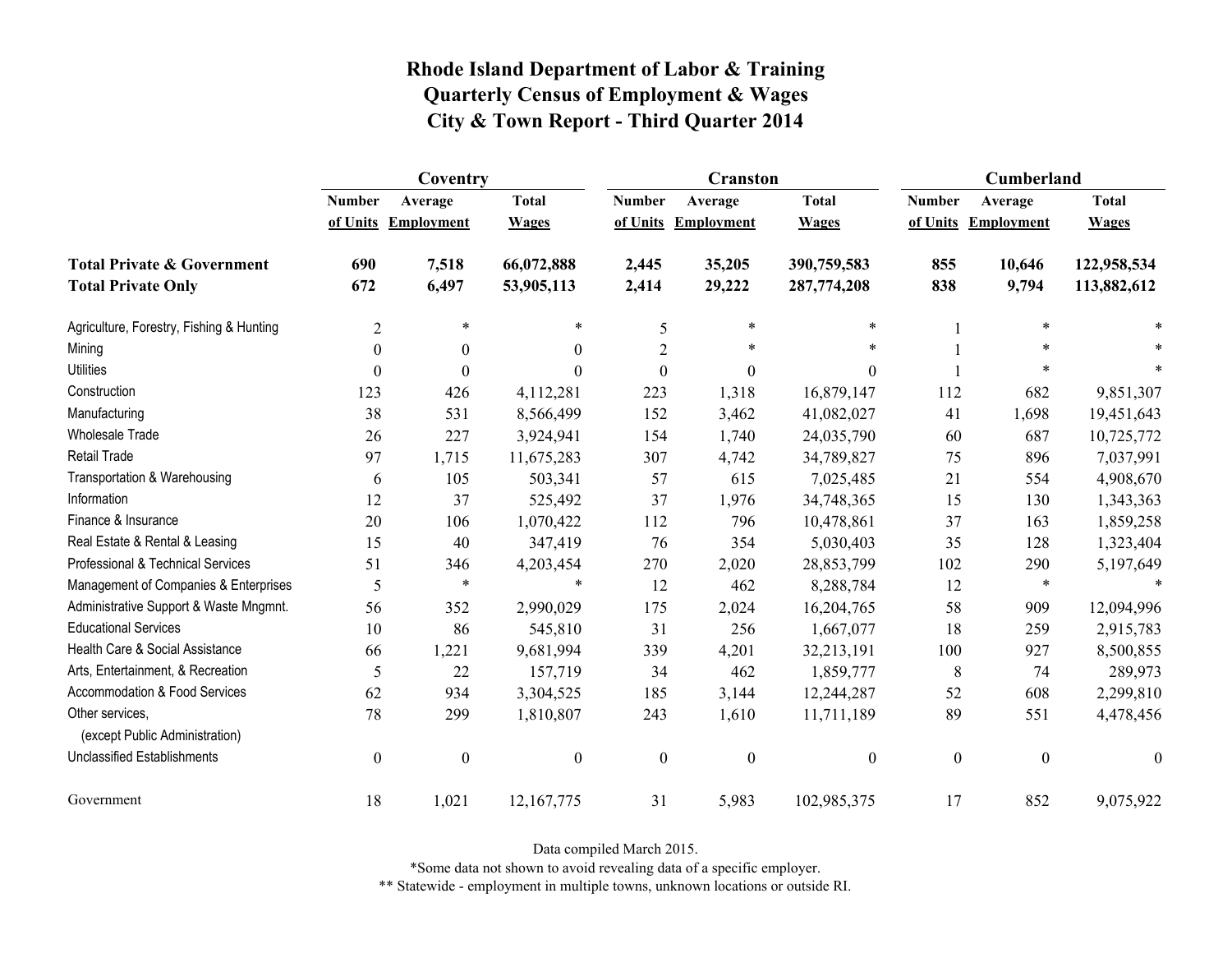# Rhode Island Department of Labor & Training
## Quarterly Census of Employment & Wages
## City & Town Report - Third Quarter 2014

| | Coventry | | | Cranston | | | Cumberland | | |
|---|---|---|---|---|---|---|---|---|---|
| | Number of Units | Average Employment | Total Wages | Number of Units | Average Employment | Total Wages | Number of Units | Average Employment | Total Wages |
| **Total Private & Government** | **690** | **7,518** | **66,072,888** | **2,445** | **35,205** | **390,759,583** | **855** | **10,646** | **122,958,534** |
| **Total Private Only** | **672** | **6,497** | **53,905,113** | **2,414** | **29,222** | **287,774,208** | **838** | **9,794** | **113,882,612** |
| Agriculture, Forestry, Fishing & Hunting | 2 | * | * | 5 | * | * | 1 | * | * |
| Mining | 0 | 0 | 0 | 2 | * | * | 1 | * | * |
| Utilities | 0 | 0 | 0 | 0 | 0 | 0 | 1 | * | * |
| Construction | 123 | 426 | 4,112,281 | 223 | 1,318 | 16,879,147 | 112 | 682 | 9,851,307 |
| Manufacturing | 38 | 531 | 8,566,499 | 152 | 3,462 | 41,082,027 | 41 | 1,698 | 19,451,643 |
| Wholesale Trade | 26 | 227 | 3,924,941 | 154 | 1,740 | 24,035,790 | 60 | 687 | 10,725,772 |
| Retail Trade | 97 | 1,715 | 11,675,283 | 307 | 4,742 | 34,789,827 | 75 | 896 | 7,037,991 |
| Transportation & Warehousing | 6 | 105 | 503,341 | 57 | 615 | 7,025,485 | 21 | 554 | 4,908,670 |
| Information | 12 | 37 | 525,492 | 37 | 1,976 | 34,748,365 | 15 | 130 | 1,343,363 |
| Finance & Insurance | 20 | 106 | 1,070,422 | 112 | 796 | 10,478,861 | 37 | 163 | 1,859,258 |
| Real Estate & Rental & Leasing | 15 | 40 | 347,419 | 76 | 354 | 5,030,403 | 35 | 128 | 1,323,404 |
| Professional & Technical Services | 51 | 346 | 4,203,454 | 270 | 2,020 | 28,853,799 | 102 | 290 | 5,197,649 |
| Management of Companies & Enterprises | 5 | * | * | 12 | 462 | 8,288,784 | 12 | * | * |
| Administrative Support & Waste Mngmnt. | 56 | 352 | 2,990,029 | 175 | 2,024 | 16,204,765 | 58 | 909 | 12,094,996 |
| Educational Services | 10 | 86 | 545,810 | 31 | 256 | 1,667,077 | 18 | 259 | 2,915,783 |
| Health Care & Social Assistance | 66 | 1,221 | 9,681,994 | 339 | 4,201 | 32,213,191 | 100 | 927 | 8,500,855 |
| Arts, Entertainment, & Recreation | 5 | 22 | 157,719 | 34 | 462 | 1,859,777 | 8 | 74 | 289,973 |
| Accommodation & Food Services | 62 | 934 | 3,304,525 | 185 | 3,144 | 12,244,287 | 52 | 608 | 2,299,810 |
| Other services, (except Public Administration) | 78 | 299 | 1,810,807 | 243 | 1,610 | 11,711,189 | 89 | 551 | 4,478,456 |
| Unclassified Establishments | 0 | 0 | 0 | 0 | 0 | 0 | 0 | 0 | 0 |
| Government | 18 | 1,021 | 12,167,775 | 31 | 5,983 | 102,985,375 | 17 | 852 | 9,075,922 |

Data compiled March 2015.

*Some data not shown to avoid revealing data of a specific employer.

** Statewide - employment in multiple towns, unknown locations or outside RI.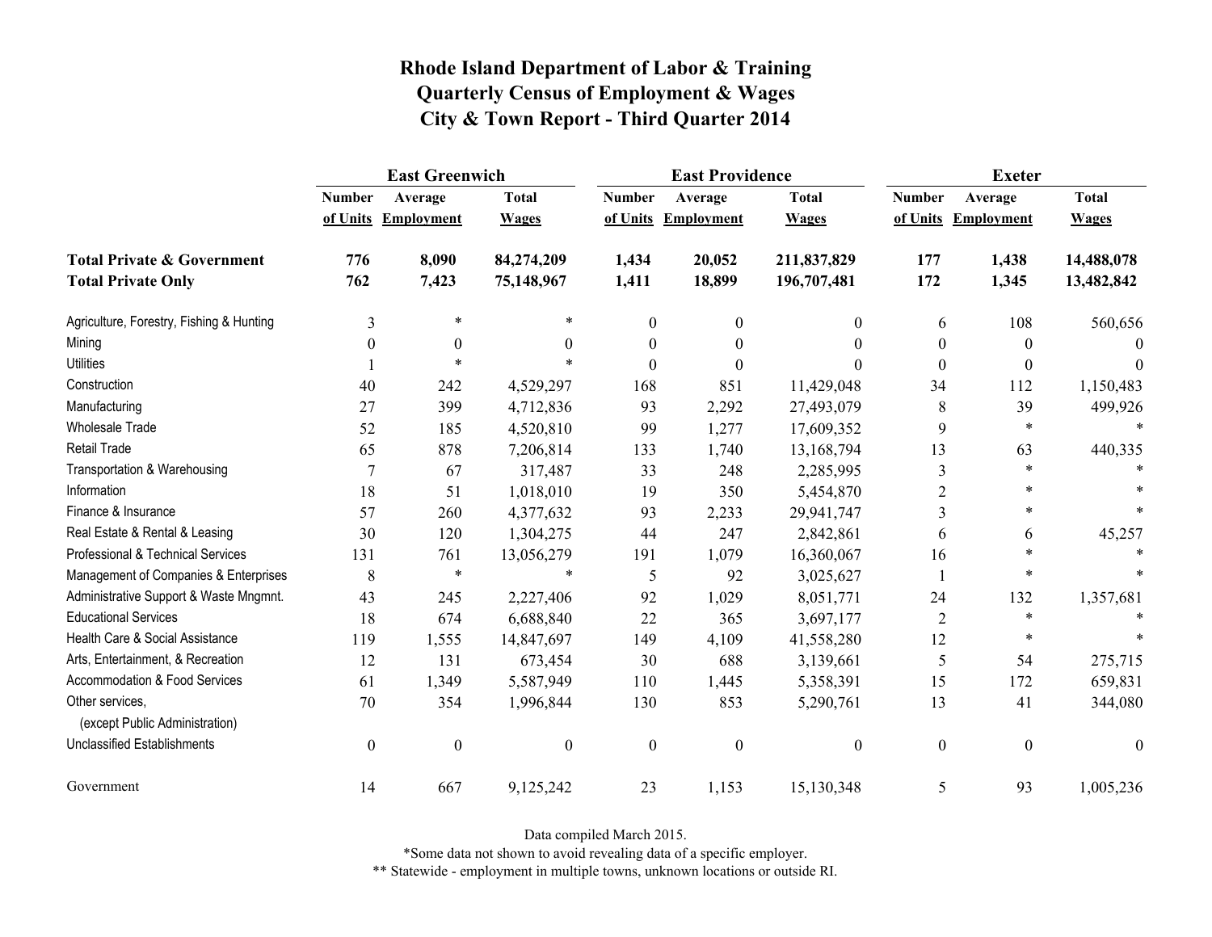# Rhode Island Department of Labor & Training
## Quarterly Census of Employment & Wages
## City & Town Report - Third Quarter 2014

| | East Greenwich | | | East Providence | | | Exeter | | |
|---|---|---|---|---|---|---|---|---|---|
| | Number of Units | Average Employment | Total Wages | Number of Units | Average Employment | Total Wages | Number of Units | Average Employment | Total Wages |
| **Total Private & Government** | **776** | **8,090** | **84,274,209** | **1,434** | **20,052** | **211,837,829** | **177** | **1,438** | **14,488,078** |
| **Total Private Only** | **762** | **7,423** | **75,148,967** | **1,411** | **18,899** | **196,707,481** | **172** | **1,345** | **13,482,842** |
| Agriculture, Forestry, Fishing & Hunting | 3 | * | * | 0 | 0 | 0 | 6 | 108 | 560,656 |
| Mining | 0 | 0 | 0 | 0 | 0 | 0 | 0 | 0 | 0 |
| Utilities | 1 | * | * | 0 | 0 | 0 | 0 | 0 | 0 |
| Construction | 40 | 242 | 4,529,297 | 168 | 851 | 11,429,048 | 34 | 112 | 1,150,483 |
| Manufacturing | 27 | 399 | 4,712,836 | 93 | 2,292 | 27,493,079 | 8 | 39 | 499,926 |
| Wholesale Trade | 52 | 185 | 4,520,810 | 99 | 1,277 | 17,609,352 | 9 | * | * |
| Retail Trade | 65 | 878 | 7,206,814 | 133 | 1,740 | 13,168,794 | 13 | 63 | 440,335 |
| Transportation & Warehousing | 7 | 67 | 317,487 | 33 | 248 | 2,285,995 | 3 | * | * |
| Information | 18 | 51 | 1,018,010 | 19 | 350 | 5,454,870 | 2 | * | * |
| Finance & Insurance | 57 | 260 | 4,377,632 | 93 | 2,233 | 29,941,747 | 3 | * | * |
| Real Estate & Rental & Leasing | 30 | 120 | 1,304,275 | 44 | 247 | 2,842,861 | 6 | 6 | 45,257 |
| Professional & Technical Services | 131 | 761 | 13,056,279 | 191 | 1,079 | 16,360,067 | 16 | * | * |
| Management of Companies & Enterprises | 8 | * | * | 5 | 92 | 3,025,627 | 1 | * | * |
| Administrative Support & Waste Mngmnt. | 43 | 245 | 2,227,406 | 92 | 1,029 | 8,051,771 | 24 | 132 | 1,357,681 |
| Educational Services | 18 | 674 | 6,688,840 | 22 | 365 | 3,697,177 | 2 | * | * |
| Health Care & Social Assistance | 119 | 1,555 | 14,847,697 | 149 | 4,109 | 41,558,280 | 12 | * | * |
| Arts, Entertainment, & Recreation | 12 | 131 | 673,454 | 30 | 688 | 3,139,661 | 5 | 54 | 275,715 |
| Accommodation & Food Services | 61 | 1,349 | 5,587,949 | 110 | 1,445 | 5,358,391 | 15 | 172 | 659,831 |
| Other services, (except Public Administration) | 70 | 354 | 1,996,844 | 130 | 853 | 5,290,761 | 13 | 41 | 344,080 |
| Unclassified Establishments | 0 | 0 | 0 | 0 | 0 | 0 | 0 | 0 | 0 |
| Government | 14 | 667 | 9,125,242 | 23 | 1,153 | 15,130,348 | 5 | 93 | 1,005,236 |

Data compiled March 2015.

*Some data not shown to avoid revealing data of a specific employer.

** Statewide - employment in multiple towns, unknown locations or outside RI.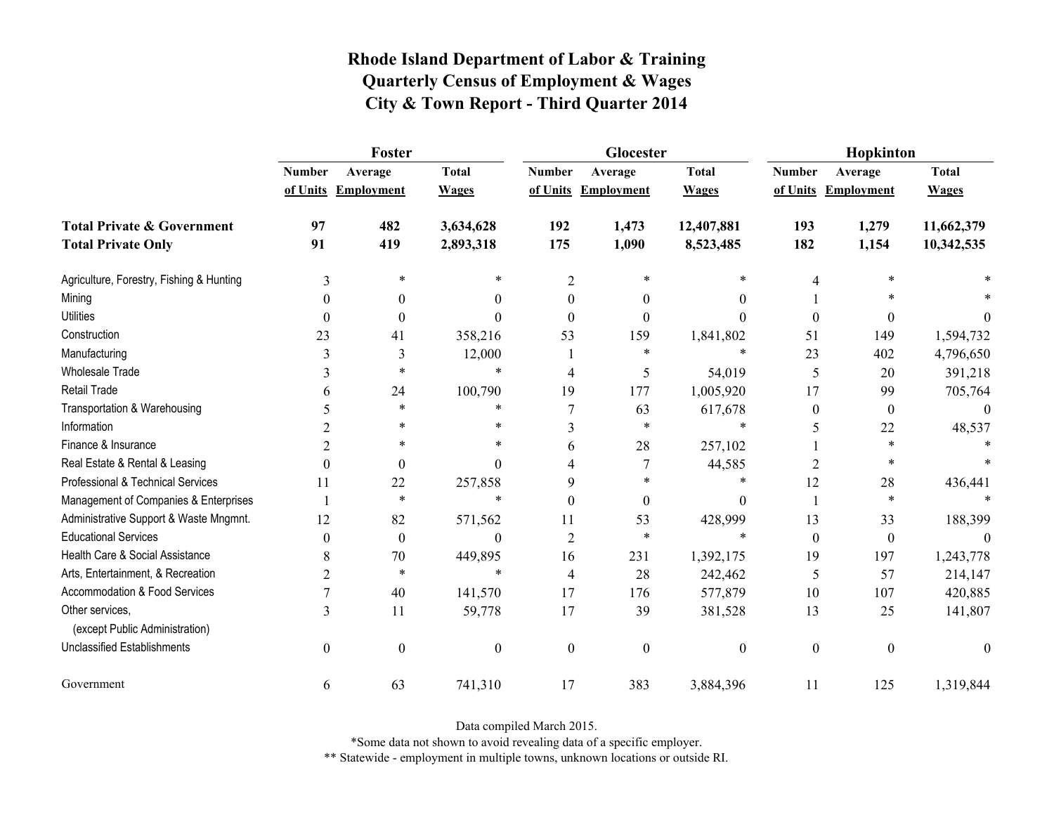# Rhode Island Department of Labor & Training
## Quarterly Census of Employment & Wages
## City & Town Report - Third Quarter 2014

| | Foster | | | Glocester | | | Hopkinton | | |
|---|---|---|---|---|---|---|---|---|---|
| | Number of Units | Average Employment | Total Wages | Number of Units | Average Employment | Total Wages | Number of Units | Average Employment | Total Wages |
| **Total Private & Government** | **97** | **482** | **3,634,628** | **192** | **1,473** | **12,407,881** | **193** | **1,279** | **11,662,379** |
| **Total Private Only** | **91** | **419** | **2,893,318** | **175** | **1,090** | **8,523,485** | **182** | **1,154** | **10,342,535** |
| Agriculture, Forestry, Fishing & Hunting | 3 | * | * | 2 | * | * | 4 | * | * |
| Mining | 0 | 0 | 0 | 0 | 0 | 0 | 1 | * | * |
| Utilities | 0 | 0 | 0 | 0 | 0 | 0 | 0 | 0 | 0 |
| Construction | 23 | 41 | 358,216 | 53 | 159 | 1,841,802 | 51 | 149 | 1,594,732 |
| Manufacturing | 3 | 3 | 12,000 | 1 | * | * | 23 | 402 | 4,796,650 |
| Wholesale Trade | 3 | * | * | 4 | 5 | 54,019 | 5 | 20 | 391,218 |
| Retail Trade | 6 | 24 | 100,790 | 19 | 177 | 1,005,920 | 17 | 99 | 705,764 |
| Transportation & Warehousing | 5 | * | * | 7 | 63 | 617,678 | 0 | 0 | 0 |
| Information | 2 | * | * | 3 | * | * | 5 | 22 | 48,537 |
| Finance & Insurance | 2 | * | * | 6 | 28 | 257,102 | 1 | * | * |
| Real Estate & Rental & Leasing | 0 | 0 | 0 | 4 | 7 | 44,585 | 2 | * | * |
| Professional & Technical Services | 11 | 22 | 257,858 | 9 | * | * | 12 | 28 | 436,441 |
| Management of Companies & Enterprises | 1 | * | * | 0 | 0 | 0 | 1 | * | * |
| Administrative Support & Waste Mngmnt. | 12 | 82 | 571,562 | 11 | 53 | 428,999 | 13 | 33 | 188,399 |
| Educational Services | 0 | 0 | 0 | 2 | * | * | 0 | 0 | 0 |
| Health Care & Social Assistance | 8 | 70 | 449,895 | 16 | 231 | 1,392,175 | 19 | 197 | 1,243,778 |
| Arts, Entertainment, & Recreation | 2 | * | * | 4 | 28 | 242,462 | 5 | 57 | 214,147 |
| Accommodation & Food Services | 7 | 40 | 141,570 | 17 | 176 | 577,879 | 10 | 107 | 420,885 |
| Other services, (except Public Administration) | 3 | 11 | 59,778 | 17 | 39 | 381,528 | 13 | 25 | 141,807 |
| Unclassified Establishments | 0 | 0 | 0 | 0 | 0 | 0 | 0 | 0 | 0 |
| Government | 6 | 63 | 741,310 | 17 | 383 | 3,884,396 | 11 | 125 | 1,319,844 |

Data compiled March 2015.

*Some data not shown to avoid revealing data of a specific employer.

** Statewide - employment in multiple towns, unknown locations or outside RI.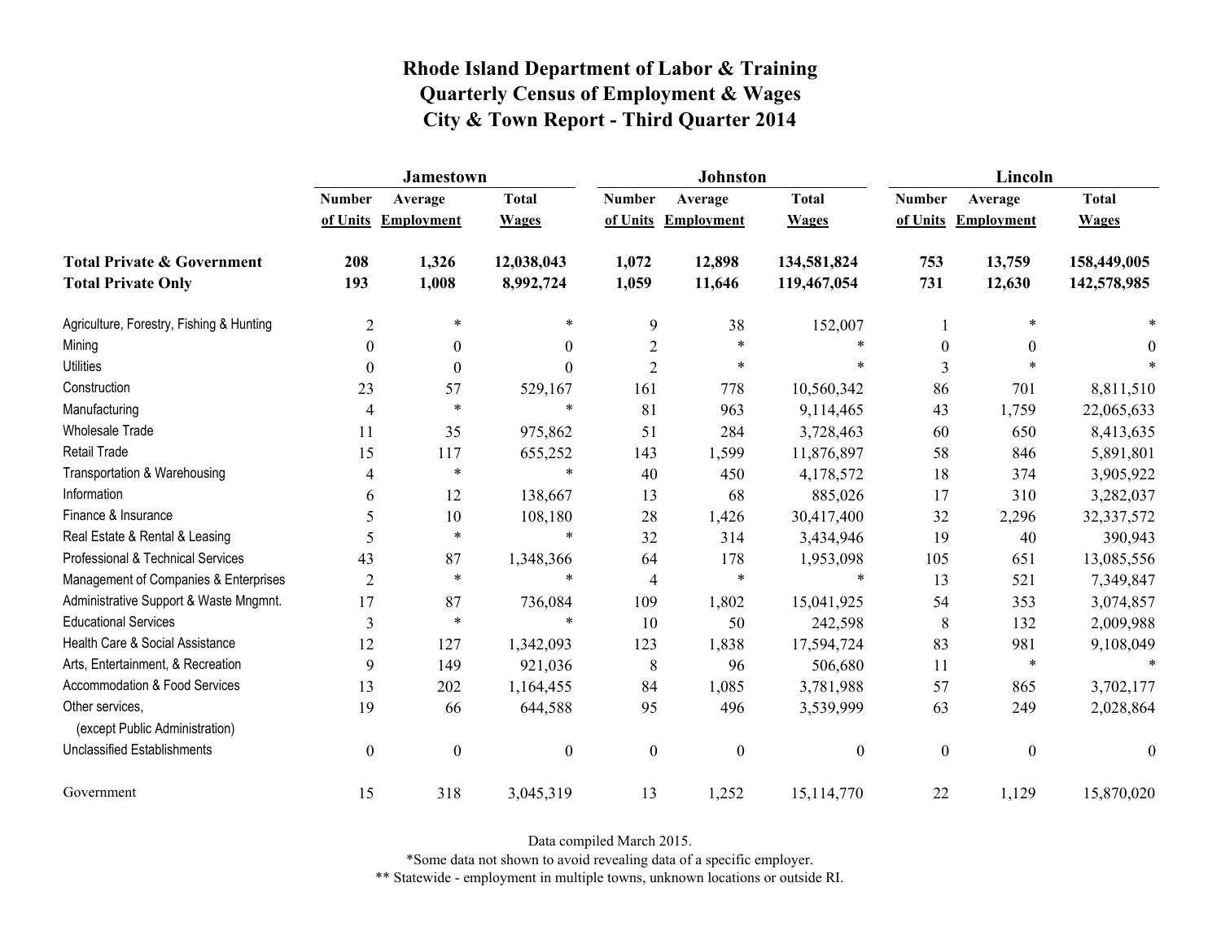# Rhode Island Department of Labor & Training
## Quarterly Census of Employment & Wages
## City & Town Report - Third Quarter 2014

| | Jamestown | | | Johnston | | | Lincoln | | |
|---|---|---|---|---|---|---|---|---|---|
| | Number of Units | Average Employment | Total Wages | Number of Units | Average Employment | Total Wages | Number of Units | Average Employment | Total Wages |
| **Total Private & Government** | **208** | **1,326** | **12,038,043** | **1,072** | **12,898** | **134,581,824** | **753** | **13,759** | **158,449,005** |
| **Total Private Only** | **193** | **1,008** | **8,992,724** | **1,059** | **11,646** | **119,467,054** | **731** | **12,630** | **142,578,985** |
| Agriculture, Forestry, Fishing & Hunting | 2 | * | * | 9 | 38 | 152,007 | 1 | * | * |
| Mining | 0 | 0 | 0 | 2 | * | * | 0 | 0 | 0 |
| Utilities | 0 | 0 | 0 | 2 | * | * | 3 | * | * |
| Construction | 23 | 57 | 529,167 | 161 | 778 | 10,560,342 | 86 | 701 | 8,811,510 |
| Manufacturing | 4 | * | * | 81 | 963 | 9,114,465 | 43 | 1,759 | 22,065,633 |
| Wholesale Trade | 11 | 35 | 975,862 | 51 | 284 | 3,728,463 | 60 | 650 | 8,413,635 |
| Retail Trade | 15 | 117 | 655,252 | 143 | 1,599 | 11,876,897 | 58 | 846 | 5,891,801 |
| Transportation & Warehousing | 4 | * | * | 40 | 450 | 4,178,572 | 18 | 374 | 3,905,922 |
| Information | 6 | 12 | 138,667 | 13 | 68 | 885,026 | 17 | 310 | 3,282,037 |
| Finance & Insurance | 5 | 10 | 108,180 | 28 | 1,426 | 30,417,400 | 32 | 2,296 | 32,337,572 |
| Real Estate & Rental & Leasing | 5 | * | * | 32 | 314 | 3,434,946 | 19 | 40 | 390,943 |
| Professional & Technical Services | 43 | 87 | 1,348,366 | 64 | 178 | 1,953,098 | 105 | 651 | 13,085,556 |
| Management of Companies & Enterprises | 2 | * | * | 4 | * | * | 13 | 521 | 7,349,847 |
| Administrative Support & Waste Mngmnt. | 17 | 87 | 736,084 | 109 | 1,802 | 15,041,925 | 54 | 353 | 3,074,857 |
| Educational Services | 3 | * | * | 10 | 50 | 242,598 | 8 | 132 | 2,009,988 |
| Health Care & Social Assistance | 12 | 127 | 1,342,093 | 123 | 1,838 | 17,594,724 | 83 | 981 | 9,108,049 |
| Arts, Entertainment, & Recreation | 9 | 149 | 921,036 | 8 | 96 | 506,680 | 11 | * | * |
| Accommodation & Food Services | 13 | 202 | 1,164,455 | 84 | 1,085 | 3,781,988 | 57 | 865 | 3,702,177 |
| Other services, (except Public Administration) | 19 | 66 | 644,588 | 95 | 496 | 3,539,999 | 63 | 249 | 2,028,864 |
| Unclassified Establishments | 0 | 0 | 0 | 0 | 0 | 0 | 0 | 0 | 0 |
| Government | 15 | 318 | 3,045,319 | 13 | 1,252 | 15,114,770 | 22 | 1,129 | 15,870,020 |

Data compiled March 2015.

*Some data not shown to avoid revealing data of a specific employer.

** Statewide - employment in multiple towns, unknown locations or outside RI.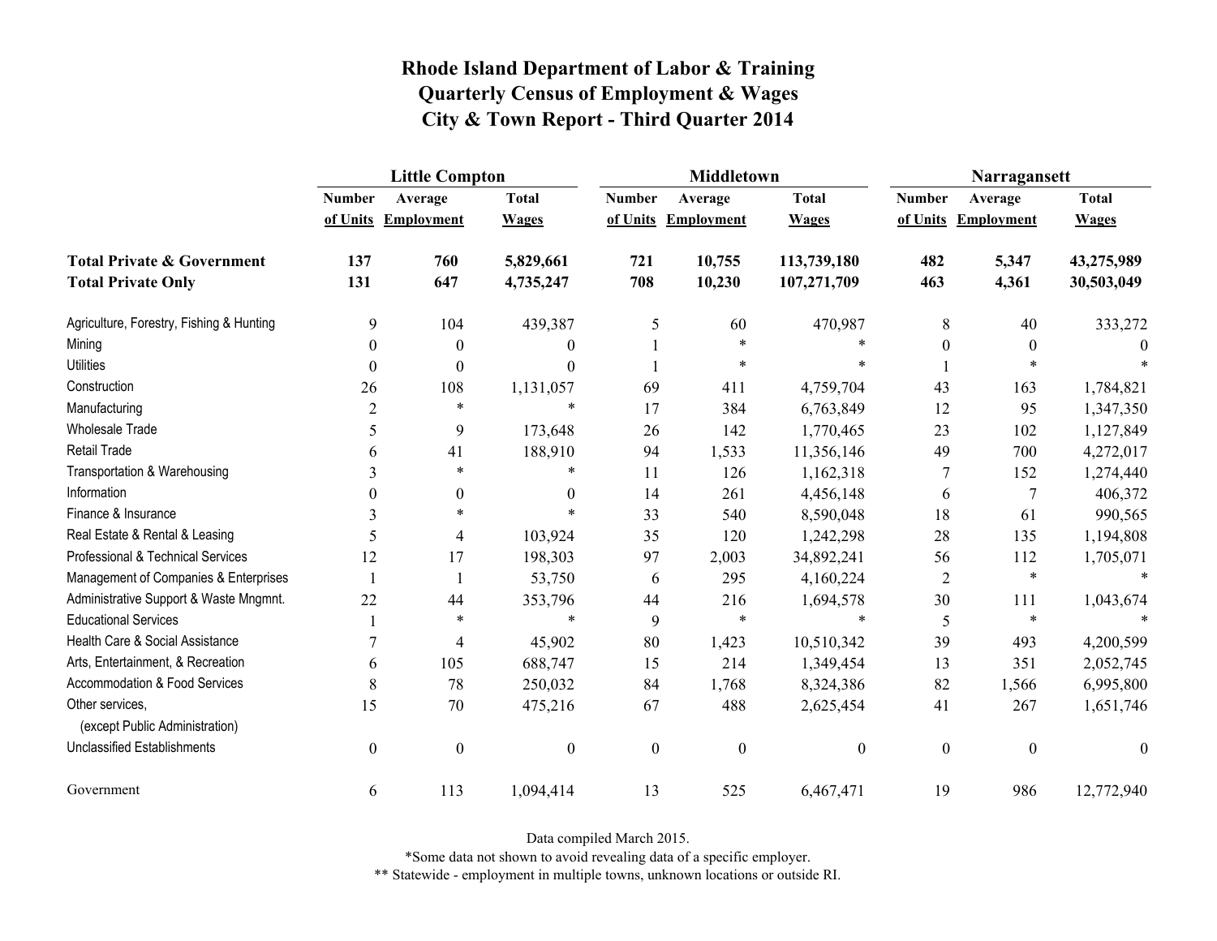# Rhode Island Department of Labor & Training
# Quarterly Census of Employment & Wages
# City & Town Report - Third Quarter 2014

| | Little Compton | | | Middletown | | | Narragansett | | |
|---|---|---|---|---|---|---|---|---|---|
| | Number of Units | Average Employment | Total Wages | Number of Units | Average Employment | Total Wages | Number of Units | Average Employment | Total Wages |
| **Total Private & Government** | **137** | **760** | **5,829,661** | **721** | **10,755** | **113,739,180** | **482** | **5,347** | **43,275,989** |
| **Total Private Only** | **131** | **647** | **4,735,247** | **708** | **10,230** | **107,271,709** | **463** | **4,361** | **30,503,049** |
| Agriculture, Forestry, Fishing & Hunting | 9 | 104 | 439,387 | 5 | 60 | 470,987 | 8 | 40 | 333,272 |
| Mining | 0 | 0 | 0 | 1 | * | * | 0 | 0 | 0 |
| Utilities | 0 | 0 | 0 | 1 | * | * | 1 | * | * |
| Construction | 26 | 108 | 1,131,057 | 69 | 411 | 4,759,704 | 43 | 163 | 1,784,821 |
| Manufacturing | 2 | * | * | 17 | 384 | 6,763,849 | 12 | 95 | 1,347,350 |
| Wholesale Trade | 5 | 9 | 173,648 | 26 | 142 | 1,770,465 | 23 | 102 | 1,127,849 |
| Retail Trade | 6 | 41 | 188,910 | 94 | 1,533 | 11,356,146 | 49 | 700 | 4,272,017 |
| Transportation & Warehousing | 3 | * | * | 11 | 126 | 1,162,318 | 7 | 152 | 1,274,440 |
| Information | 0 | 0 | 0 | 14 | 261 | 4,456,148 | 6 | 7 | 406,372 |
| Finance & Insurance | 3 | * | * | 33 | 540 | 8,590,048 | 18 | 61 | 990,565 |
| Real Estate & Rental & Leasing | 5 | 4 | 103,924 | 35 | 120 | 1,242,298 | 28 | 135 | 1,194,808 |
| Professional & Technical Services | 12 | 17 | 198,303 | 97 | 2,003 | 34,892,241 | 56 | 112 | 1,705,071 |
| Management of Companies & Enterprises | 1 | 1 | 53,750 | 6 | 295 | 4,160,224 | 2 | * | * |
| Administrative Support & Waste Mngmnt. | 22 | 44 | 353,796 | 44 | 216 | 1,694,578 | 30 | 111 | 1,043,674 |
| Educational Services | 1 | * | * | 9 | * | * | 5 | * | * |
| Health Care & Social Assistance | 7 | 4 | 45,902 | 80 | 1,423 | 10,510,342 | 39 | 493 | 4,200,599 |
| Arts, Entertainment, & Recreation | 6 | 105 | 688,747 | 15 | 214 | 1,349,454 | 13 | 351 | 2,052,745 |
| Accommodation & Food Services | 8 | 78 | 250,032 | 84 | 1,768 | 8,324,386 | 82 | 1,566 | 6,995,800 |
| Other services, (except Public Administration) | 15 | 70 | 475,216 | 67 | 488 | 2,625,454 | 41 | 267 | 1,651,746 |
| Unclassified Establishments | 0 | 0 | 0 | 0 | 0 | 0 | 0 | 0 | 0 |
| Government | 6 | 113 | 1,094,414 | 13 | 525 | 6,467,471 | 19 | 986 | 12,772,940 |

Data compiled March 2015.

*Some data not shown to avoid revealing data of a specific employer.

** Statewide - employment in multiple towns, unknown locations or outside RI.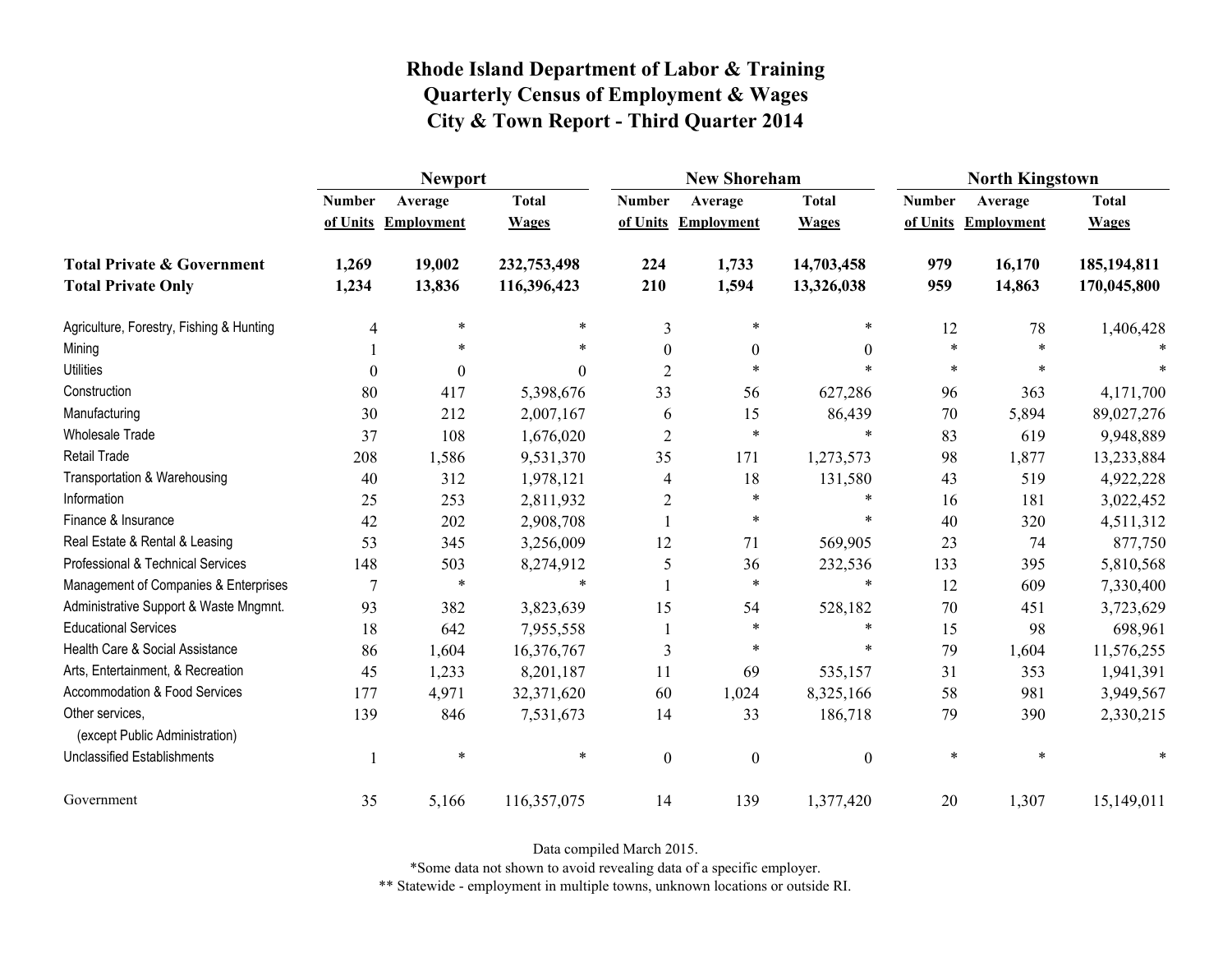# Rhode Island Department of Labor & Training
## Quarterly Census of Employment & Wages
## City & Town Report - Third Quarter 2014

| | Newport | | | New Shoreham | | | North Kingstown | | |
|---|---|---|---|---|---|---|---|---|---|
| | Number of Units | Average Employment | Total Wages | Number of Units | Average Employment | Total Wages | Number of Units | Average Employment | Total Wages |
| **Total Private & Government** | **1,269** | **19,002** | **232,753,498** | **224** | **1,733** | **14,703,458** | **979** | **16,170** | **185,194,811** |
| **Total Private Only** | **1,234** | **13,836** | **116,396,423** | **210** | **1,594** | **13,326,038** | **959** | **14,863** | **170,045,800** |
| Agriculture, Forestry, Fishing & Hunting | 4 | * | * | 3 | * | * | 12 | 78 | 1,406,428 |
| Mining | 1 | * | * | 0 | 0 | 0 | * | * | * |
| Utilities | 0 | 0 | 0 | 2 | * | * | * | * | * |
| Construction | 80 | 417 | 5,398,676 | 33 | 56 | 627,286 | 96 | 363 | 4,171,700 |
| Manufacturing | 30 | 212 | 2,007,167 | 6 | 15 | 86,439 | 70 | 5,894 | 89,027,276 |
| Wholesale Trade | 37 | 108 | 1,676,020 | 2 | * | * | 83 | 619 | 9,948,889 |
| Retail Trade | 208 | 1,586 | 9,531,370 | 35 | 171 | 1,273,573 | 98 | 1,877 | 13,233,884 |
| Transportation & Warehousing | 40 | 312 | 1,978,121 | 4 | 18 | 131,580 | 43 | 519 | 4,922,228 |
| Information | 25 | 253 | 2,811,932 | 2 | * | * | 16 | 181 | 3,022,452 |
| Finance & Insurance | 42 | 202 | 2,908,708 | 1 | * | * | 40 | 320 | 4,511,312 |
| Real Estate & Rental & Leasing | 53 | 345 | 3,256,009 | 12 | 71 | 569,905 | 23 | 74 | 877,750 |
| Professional & Technical Services | 148 | 503 | 8,274,912 | 5 | 36 | 232,536 | 133 | 395 | 5,810,568 |
| Management of Companies & Enterprises | 7 | * | * | 1 | * | * | 12 | 609 | 7,330,400 |
| Administrative Support & Waste Mngmnt. | 93 | 382 | 3,823,639 | 15 | 54 | 528,182 | 70 | 451 | 3,723,629 |
| Educational Services | 18 | 642 | 7,955,558 | 1 | * | * | 15 | 98 | 698,961 |
| Health Care & Social Assistance | 86 | 1,604 | 16,376,767 | 3 | * | * | 79 | 1,604 | 11,576,255 |
| Arts, Entertainment, & Recreation | 45 | 1,233 | 8,201,187 | 11 | 69 | 535,157 | 31 | 353 | 1,941,391 |
| Accommodation & Food Services | 177 | 4,971 | 32,371,620 | 60 | 1,024 | 8,325,166 | 58 | 981 | 3,949,567 |
| Other services, (except Public Administration) | 139 | 846 | 7,531,673 | 14 | 33 | 186,718 | 79 | 390 | 2,330,215 |
| Unclassified Establishments | 1 | * | * | 0 | 0 | 0 | * | * | * |
| Government | 35 | 5,166 | 116,357,075 | 14 | 139 | 1,377,420 | 20 | 1,307 | 15,149,011 |

Data compiled March 2015.

*Some data not shown to avoid revealing data of a specific employer.

** Statewide - employment in multiple towns, unknown locations or outside RI.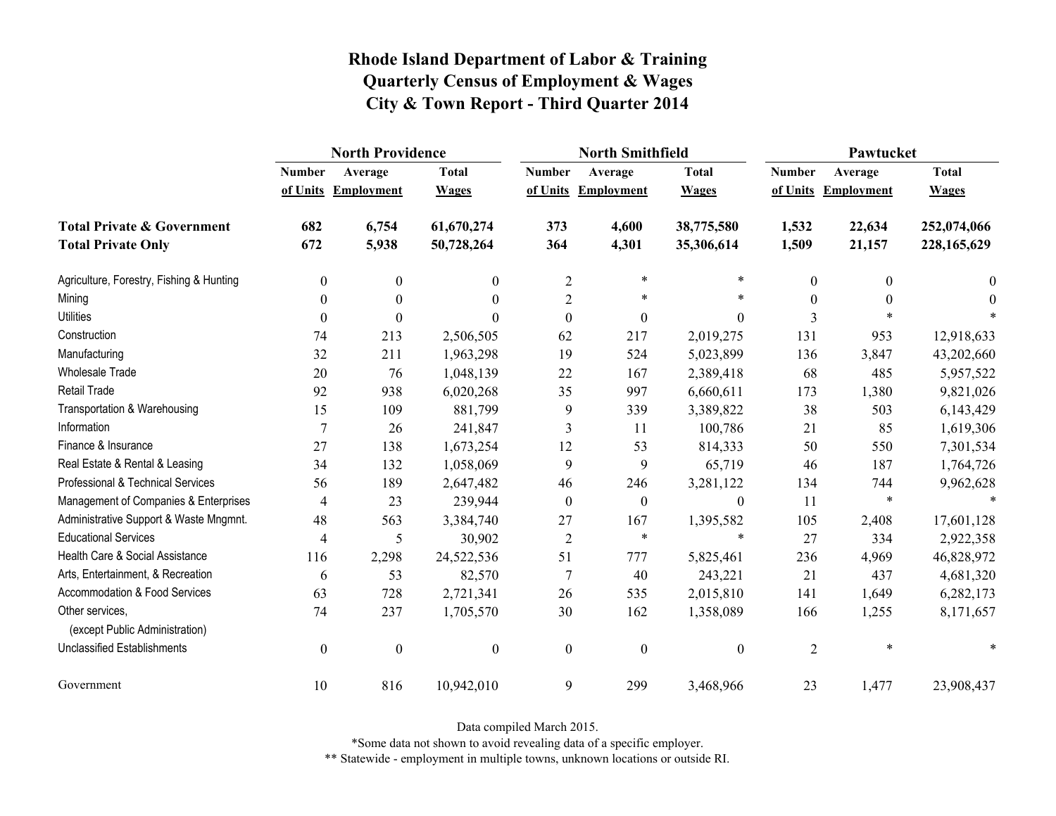# Rhode Island Department of Labor & Training
## Quarterly Census of Employment & Wages
## City & Town Report - Third Quarter 2014

| | North Providence | | | North Smithfield | | | Pawtucket | | |
|---|---|---|---|---|---|---|---|---|---|
| | Number of Units | Average Employment | Total Wages | Number of Units | Average Employment | Total Wages | Number of Units | Average Employment | Total Wages |
| **Total Private & Government** | **682** | **6,754** | **61,670,274** | **373** | **4,600** | **38,775,580** | **1,532** | **22,634** | **252,074,066** |
| **Total Private Only** | **672** | **5,938** | **50,728,264** | **364** | **4,301** | **35,306,614** | **1,509** | **21,157** | **228,165,629** |
| Agriculture, Forestry, Fishing & Hunting | 0 | 0 | 0 | 2 | * | * | 0 | 0 | 0 |
| Mining | 0 | 0 | 0 | 2 | * | * | 0 | 0 | 0 |
| Utilities | 0 | 0 | 0 | 0 | 0 | 0 | 3 | * | * |
| Construction | 74 | 213 | 2,506,505 | 62 | 217 | 2,019,275 | 131 | 953 | 12,918,633 |
| Manufacturing | 32 | 211 | 1,963,298 | 19 | 524 | 5,023,899 | 136 | 3,847 | 43,202,660 |
| Wholesale Trade | 20 | 76 | 1,048,139 | 22 | 167 | 2,389,418 | 68 | 485 | 5,957,522 |
| Retail Trade | 92 | 938 | 6,020,268 | 35 | 997 | 6,660,611 | 173 | 1,380 | 9,821,026 |
| Transportation & Warehousing | 15 | 109 | 881,799 | 9 | 339 | 3,389,822 | 38 | 503 | 6,143,429 |
| Information | 7 | 26 | 241,847 | 3 | 11 | 100,786 | 21 | 85 | 1,619,306 |
| Finance & Insurance | 27 | 138 | 1,673,254 | 12 | 53 | 814,333 | 50 | 550 | 7,301,534 |
| Real Estate & Rental & Leasing | 34 | 132 | 1,058,069 | 9 | 9 | 65,719 | 46 | 187 | 1,764,726 |
| Professional & Technical Services | 56 | 189 | 2,647,482 | 46 | 246 | 3,281,122 | 134 | 744 | 9,962,628 |
| Management of Companies & Enterprises | 4 | 23 | 239,944 | 0 | 0 | 0 | 11 | * | * |
| Administrative Support & Waste Mngmnt. | 48 | 563 | 3,384,740 | 27 | 167 | 1,395,582 | 105 | 2,408 | 17,601,128 |
| Educational Services | 4 | 5 | 30,902 | 2 | * | * | 27 | 334 | 2,922,358 |
| Health Care & Social Assistance | 116 | 2,298 | 24,522,536 | 51 | 777 | 5,825,461 | 236 | 4,969 | 46,828,972 |
| Arts, Entertainment, & Recreation | 6 | 53 | 82,570 | 7 | 40 | 243,221 | 21 | 437 | 4,681,320 |
| Accommodation & Food Services | 63 | 728 | 2,721,341 | 26 | 535 | 2,015,810 | 141 | 1,649 | 6,282,173 |
| Other services, (except Public Administration) | 74 | 237 | 1,705,570 | 30 | 162 | 1,358,089 | 166 | 1,255 | 8,171,657 |
| Unclassified Establishments | 0 | 0 | 0 | 0 | 0 | 0 | 2 | * | * |
| Government | 10 | 816 | 10,942,010 | 9 | 299 | 3,468,966 | 23 | 1,477 | 23,908,437 |

Data compiled March 2015.

*Some data not shown to avoid revealing data of a specific employer.

** Statewide - employment in multiple towns, unknown locations or outside RI.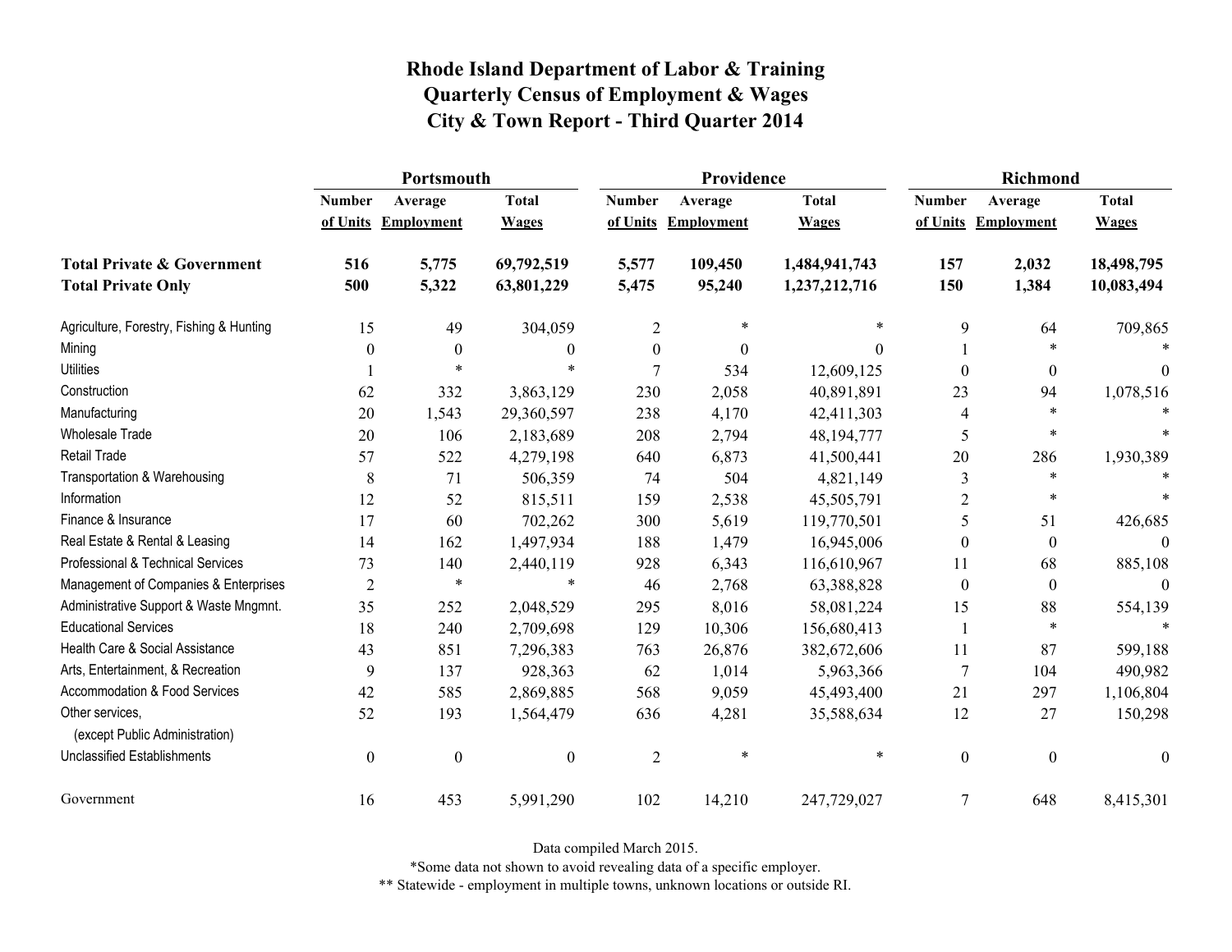# Rhode Island Department of Labor & Training
## Quarterly Census of Employment & Wages
## City & Town Report - Third Quarter 2014

| | Portsmouth | | | Providence | | | Richmond | | |
|---|---|---|---|---|---|---|---|---|---|
| | Number of Units | Average Employment | Total Wages | Number of Units | Average Employment | Total Wages | Number of Units | Average Employment | Total Wages |
| **Total Private & Government** | **516** | **5,775** | **69,792,519** | **5,577** | **109,450** | **1,484,941,743** | **157** | **2,032** | **18,498,795** |
| **Total Private Only** | **500** | **5,322** | **63,801,229** | **5,475** | **95,240** | **1,237,212,716** | **150** | **1,384** | **10,083,494** |
| Agriculture, Forestry, Fishing & Hunting | 15 | 49 | 304,059 | 2 | * | * | 9 | 64 | 709,865 |
| Mining | 0 | 0 | 0 | 0 | 0 | 0 | 1 | * | * |
| Utilities | 1 | * | * | 7 | 534 | 12,609,125 | 0 | 0 | 0 |
| Construction | 62 | 332 | 3,863,129 | 230 | 2,058 | 40,891,891 | 23 | 94 | 1,078,516 |
| Manufacturing | 20 | 1,543 | 29,360,597 | 238 | 4,170 | 42,411,303 | 4 | * | * |
| Wholesale Trade | 20 | 106 | 2,183,689 | 208 | 2,794 | 48,194,777 | 5 | * | * |
| Retail Trade | 57 | 522 | 4,279,198 | 640 | 6,873 | 41,500,441 | 20 | 286 | 1,930,389 |
| Transportation & Warehousing | 8 | 71 | 506,359 | 74 | 504 | 4,821,149 | 3 | * | * |
| Information | 12 | 52 | 815,511 | 159 | 2,538 | 45,505,791 | 2 | * | * |
| Finance & Insurance | 17 | 60 | 702,262 | 300 | 5,619 | 119,770,501 | 5 | 51 | 426,685 |
| Real Estate & Rental & Leasing | 14 | 162 | 1,497,934 | 188 | 1,479 | 16,945,006 | 0 | 0 | 0 |
| Professional & Technical Services | 73 | 140 | 2,440,119 | 928 | 6,343 | 116,610,967 | 11 | 68 | 885,108 |
| Management of Companies & Enterprises | 2 | * | * | 46 | 2,768 | 63,388,828 | 0 | 0 | 0 |
| Administrative Support & Waste Mngmnt. | 35 | 252 | 2,048,529 | 295 | 8,016 | 58,081,224 | 15 | 88 | 554,139 |
| Educational Services | 18 | 240 | 2,709,698 | 129 | 10,306 | 156,680,413 | 1 | * | * |
| Health Care & Social Assistance | 43 | 851 | 7,296,383 | 763 | 26,876 | 382,672,606 | 11 | 87 | 599,188 |
| Arts, Entertainment, & Recreation | 9 | 137 | 928,363 | 62 | 1,014 | 5,963,366 | 7 | 104 | 490,982 |
| Accommodation & Food Services | 42 | 585 | 2,869,885 | 568 | 9,059 | 45,493,400 | 21 | 297 | 1,106,804 |
| Other services, (except Public Administration) | 52 | 193 | 1,564,479 | 636 | 4,281 | 35,588,634 | 12 | 27 | 150,298 |
| Unclassified Establishments | 0 | 0 | 0 | 2 | * | * | 0 | 0 | 0 |
| Government | 16 | 453 | 5,991,290 | 102 | 14,210 | 247,729,027 | 7 | 648 | 8,415,301 |

Data compiled March 2015.

*Some data not shown to avoid revealing data of a specific employer.

** Statewide - employment in multiple towns, unknown locations or outside RI.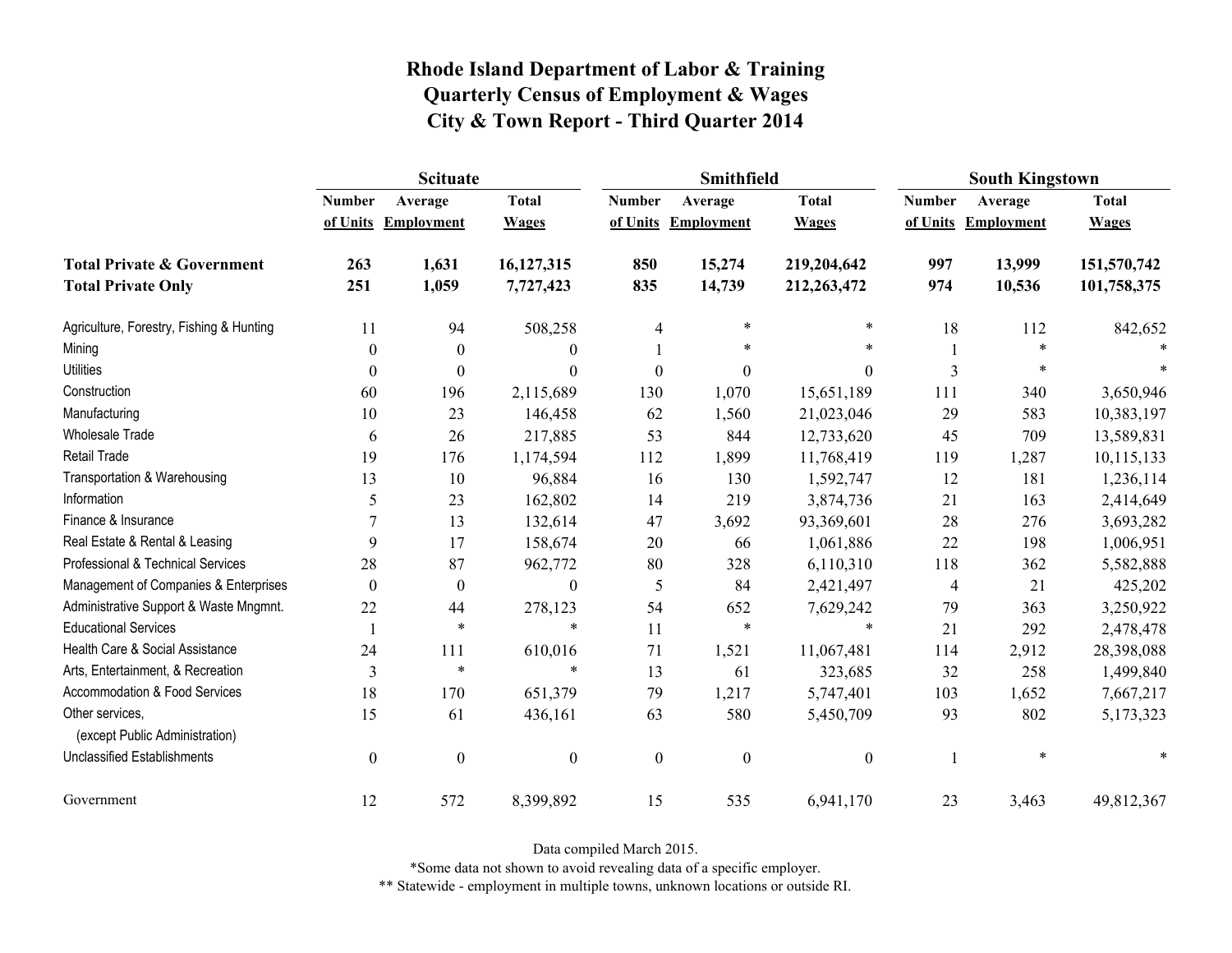# Rhode Island Department of Labor & Training
# Quarterly Census of Employment & Wages
# City & Town Report - Third Quarter 2014

| | Scituate | | | Smithfield | | | South Kingstown | | |
|---|---|---|---|---|---|---|---|---|---|
| | Number of Units | Average Employment | Total Wages | Number of Units | Average Employment | Total Wages | Number of Units | Average Employment | Total Wages |
| **Total Private & Government** | **263** | **1,631** | **16,127,315** | **850** | **15,274** | **219,204,642** | **997** | **13,999** | **151,570,742** |
| **Total Private Only** | **251** | **1,059** | **7,727,423** | **835** | **14,739** | **212,263,472** | **974** | **10,536** | **101,758,375** |
| Agriculture, Forestry, Fishing & Hunting | 11 | 94 | 508,258 | 4 | * | * | 18 | 112 | 842,652 |
| Mining | 0 | 0 | 0 | 1 | * | * | 1 | * | * |
| Utilities | 0 | 0 | 0 | 0 | 0 | 0 | 3 | * | * |
| Construction | 60 | 196 | 2,115,689 | 130 | 1,070 | 15,651,189 | 111 | 340 | 3,650,946 |
| Manufacturing | 10 | 23 | 146,458 | 62 | 1,560 | 21,023,046 | 29 | 583 | 10,383,197 |
| Wholesale Trade | 6 | 26 | 217,885 | 53 | 844 | 12,733,620 | 45 | 709 | 13,589,831 |
| Retail Trade | 19 | 176 | 1,174,594 | 112 | 1,899 | 11,768,419 | 119 | 1,287 | 10,115,133 |
| Transportation & Warehousing | 13 | 10 | 96,884 | 16 | 130 | 1,592,747 | 12 | 181 | 1,236,114 |
| Information | 5 | 23 | 162,802 | 14 | 219 | 3,874,736 | 21 | 163 | 2,414,649 |
| Finance & Insurance | 7 | 13 | 132,614 | 47 | 3,692 | 93,369,601 | 28 | 276 | 3,693,282 |
| Real Estate & Rental & Leasing | 9 | 17 | 158,674 | 20 | 66 | 1,061,886 | 22 | 198 | 1,006,951 |
| Professional & Technical Services | 28 | 87 | 962,772 | 80 | 328 | 6,110,310 | 118 | 362 | 5,582,888 |
| Management of Companies & Enterprises | 0 | 0 | 0 | 5 | 84 | 2,421,497 | 4 | 21 | 425,202 |
| Administrative Support & Waste Mngmnt. | 22 | 44 | 278,123 | 54 | 652 | 7,629,242 | 79 | 363 | 3,250,922 |
| Educational Services | 1 | * | * | 11 | * | * | 21 | 292 | 2,478,478 |
| Health Care & Social Assistance | 24 | 111 | 610,016 | 71 | 1,521 | 11,067,481 | 114 | 2,912 | 28,398,088 |
| Arts, Entertainment, & Recreation | 3 | * | * | 13 | 61 | 323,685 | 32 | 258 | 1,499,840 |
| Accommodation & Food Services | 18 | 170 | 651,379 | 79 | 1,217 | 5,747,401 | 103 | 1,652 | 7,667,217 |
| Other services, (except Public Administration) | 15 | 61 | 436,161 | 63 | 580 | 5,450,709 | 93 | 802 | 5,173,323 |
| Unclassified Establishments | 0 | 0 | 0 | 0 | 0 | 0 | 1 | * | * |
| Government | 12 | 572 | 8,399,892 | 15 | 535 | 6,941,170 | 23 | 3,463 | 49,812,367 |

Data compiled March 2015.

*Some data not shown to avoid revealing data of a specific employer.

** Statewide - employment in multiple towns, unknown locations or outside RI.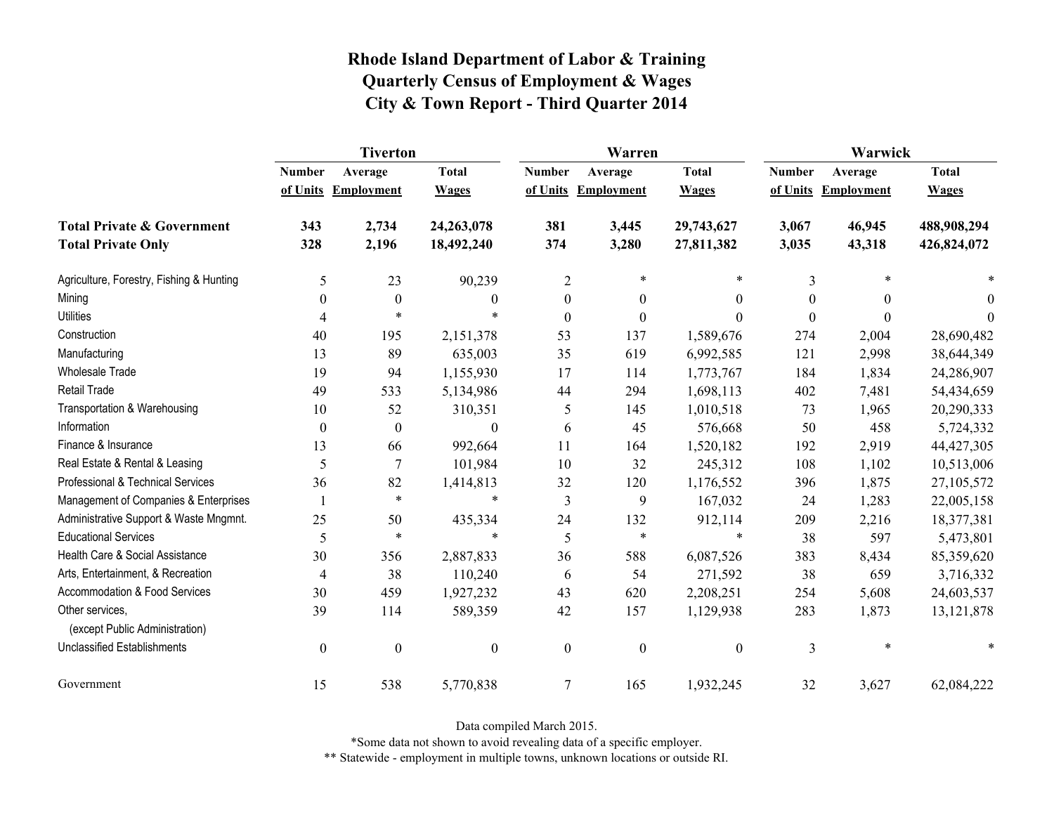# Rhode Island Department of Labor & Training
# Quarterly Census of Employment & Wages
# City & Town Report - Third Quarter 2014

| | Tiverton | | | Warren | | | Warwick | | |
|---|---|---|---|---|---|---|---|---|---|
| | Number of Units | Average Employment | Total Wages | Number of Units | Average Employment | Total Wages | Number of Units | Average Employment | Total Wages |
| **Total Private & Government** | **343** | **2,734** | **24,263,078** | **381** | **3,445** | **29,743,627** | **3,067** | **46,945** | **488,908,294** |
| **Total Private Only** | **328** | **2,196** | **18,492,240** | **374** | **3,280** | **27,811,382** | **3,035** | **43,318** | **426,824,072** |
| Agriculture, Forestry, Fishing & Hunting | 5 | 23 | 90,239 | 2 | * | * | 3 | * | * |
| Mining | 0 | 0 | 0 | 0 | 0 | 0 | 0 | 0 | 0 |
| Utilities | 4 | * | * | 0 | 0 | 0 | 0 | 0 | 0 |
| Construction | 40 | 195 | 2,151,378 | 53 | 137 | 1,589,676 | 274 | 2,004 | 28,690,482 |
| Manufacturing | 13 | 89 | 635,003 | 35 | 619 | 6,992,585 | 121 | 2,998 | 38,644,349 |
| Wholesale Trade | 19 | 94 | 1,155,930 | 17 | 114 | 1,773,767 | 184 | 1,834 | 24,286,907 |
| Retail Trade | 49 | 533 | 5,134,986 | 44 | 294 | 1,698,113 | 402 | 7,481 | 54,434,659 |
| Transportation & Warehousing | 10 | 52 | 310,351 | 5 | 145 | 1,010,518 | 73 | 1,965 | 20,290,333 |
| Information | 0 | 0 | 0 | 6 | 45 | 576,668 | 50 | 458 | 5,724,332 |
| Finance & Insurance | 13 | 66 | 992,664 | 11 | 164 | 1,520,182 | 192 | 2,919 | 44,427,305 |
| Real Estate & Rental & Leasing | 5 | 7 | 101,984 | 10 | 32 | 245,312 | 108 | 1,102 | 10,513,006 |
| Professional & Technical Services | 36 | 82 | 1,414,813 | 32 | 120 | 1,176,552 | 396 | 1,875 | 27,105,572 |
| Management of Companies & Enterprises | 1 | * | * | 3 | 9 | 167,032 | 24 | 1,283 | 22,005,158 |
| Administrative Support & Waste Mngmnt. | 25 | 50 | 435,334 | 24 | 132 | 912,114 | 209 | 2,216 | 18,377,381 |
| Educational Services | 5 | * | * | 5 | * | * | 38 | 597 | 5,473,801 |
| Health Care & Social Assistance | 30 | 356 | 2,887,833 | 36 | 588 | 6,087,526 | 383 | 8,434 | 85,359,620 |
| Arts, Entertainment, & Recreation | 4 | 38 | 110,240 | 6 | 54 | 271,592 | 38 | 659 | 3,716,332 |
| Accommodation & Food Services | 30 | 459 | 1,927,232 | 43 | 620 | 2,208,251 | 254 | 5,608 | 24,603,537 |
| Other services, (except Public Administration) | 39 | 114 | 589,359 | 42 | 157 | 1,129,938 | 283 | 1,873 | 13,121,878 |
| Unclassified Establishments | 0 | 0 | 0 | 0 | 0 | 0 | 3 | * | * |
| Government | 15 | 538 | 5,770,838 | 7 | 165 | 1,932,245 | 32 | 3,627 | 62,084,222 |

Data compiled March 2015.

*Some data not shown to avoid revealing data of a specific employer.

** Statewide - employment in multiple towns, unknown locations or outside RI.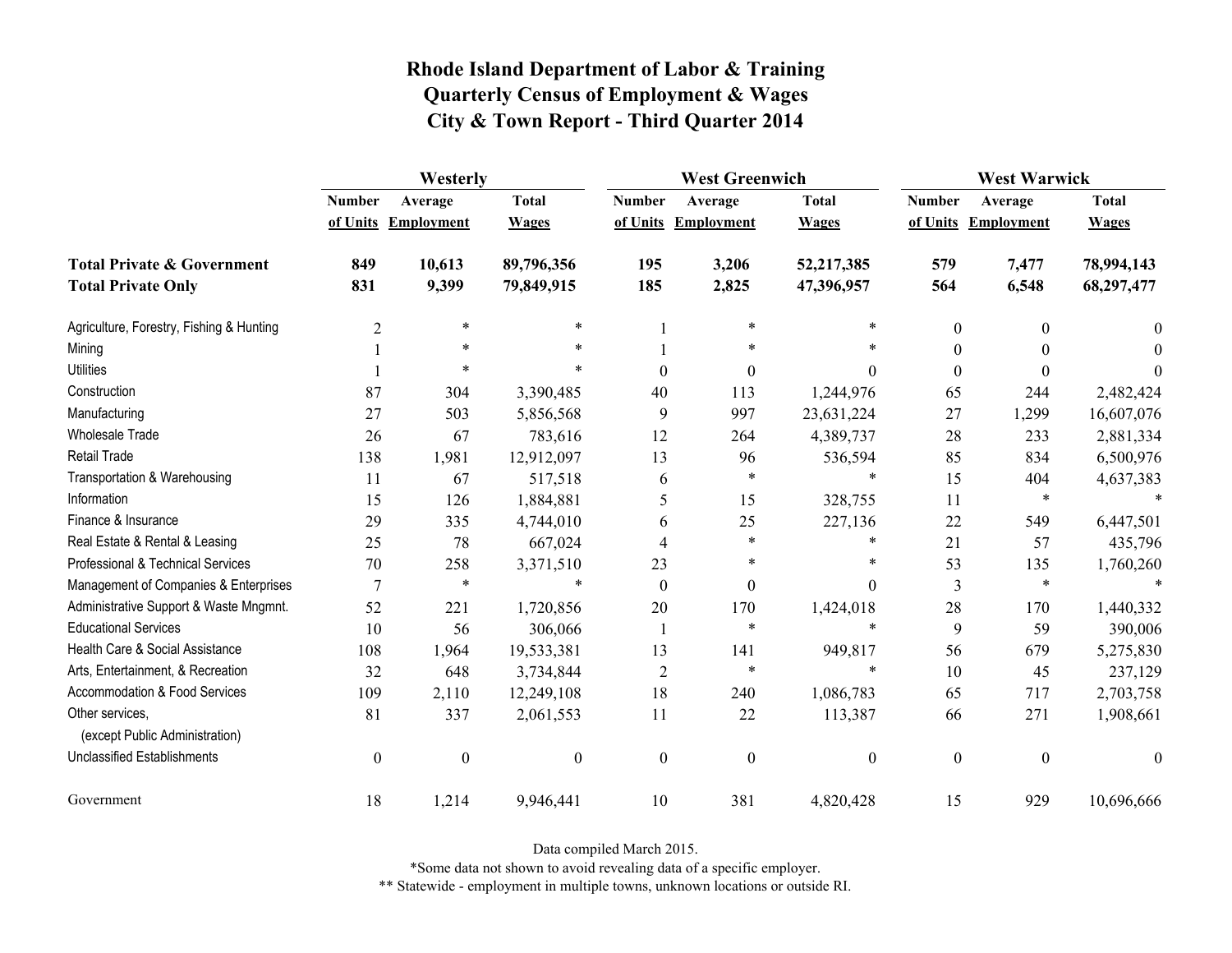# Rhode Island Department of Labor & Training
# Quarterly Census of Employment & Wages
# City & Town Report - Third Quarter 2014

| | Westerly | | | West Greenwich | | | West Warwick | | |
|---|---|---|---|---|---|---|---|---|---|
| | Number of Units | Average Employment | Total Wages | Number of Units | Average Employment | Total Wages | Number of Units | Average Employment | Total Wages |
| **Total Private & Government** | **849** | **10,613** | **89,796,356** | **195** | **3,206** | **52,217,385** | **579** | **7,477** | **78,994,143** |
| **Total Private Only** | **831** | **9,399** | **79,849,915** | **185** | **2,825** | **47,396,957** | **564** | **6,548** | **68,297,477** |
| Agriculture, Forestry, Fishing & Hunting | 2 | * | * | 1 | * | * | 0 | 0 | 0 |
| Mining | 1 | * | * | 1 | * | * | 0 | 0 | 0 |
| Utilities | 1 | * | * | 0 | 0 | 0 | 0 | 0 | 0 |
| Construction | 87 | 304 | 3,390,485 | 40 | 113 | 1,244,976 | 65 | 244 | 2,482,424 |
| Manufacturing | 27 | 503 | 5,856,568 | 9 | 997 | 23,631,224 | 27 | 1,299 | 16,607,076 |
| Wholesale Trade | 26 | 67 | 783,616 | 12 | 264 | 4,389,737 | 28 | 233 | 2,881,334 |
| Retail Trade | 138 | 1,981 | 12,912,097 | 13 | 96 | 536,594 | 85 | 834 | 6,500,976 |
| Transportation & Warehousing | 11 | 67 | 517,518 | 6 | * | * | 15 | 404 | 4,637,383 |
| Information | 15 | 126 | 1,884,881 | 5 | 15 | 328,755 | 11 | * | * |
| Finance & Insurance | 29 | 335 | 4,744,010 | 6 | 25 | 227,136 | 22 | 549 | 6,447,501 |
| Real Estate & Rental & Leasing | 25 | 78 | 667,024 | 4 | * | * | 21 | 57 | 435,796 |
| Professional & Technical Services | 70 | 258 | 3,371,510 | 23 | * | * | 53 | 135 | 1,760,260 |
| Management of Companies & Enterprises | 7 | * | * | 0 | 0 | 0 | 3 | * | * |
| Administrative Support & Waste Mngmnt. | 52 | 221 | 1,720,856 | 20 | 170 | 1,424,018 | 28 | 170 | 1,440,332 |
| Educational Services | 10 | 56 | 306,066 | 1 | * | * | 9 | 59 | 390,006 |
| Health Care & Social Assistance | 108 | 1,964 | 19,533,381 | 13 | 141 | 949,817 | 56 | 679 | 5,275,830 |
| Arts, Entertainment, & Recreation | 32 | 648 | 3,734,844 | 2 | * | * | 10 | 45 | 237,129 |
| Accommodation & Food Services | 109 | 2,110 | 12,249,108 | 18 | 240 | 1,086,783 | 65 | 717 | 2,703,758 |
| Other services, (except Public Administration) | 81 | 337 | 2,061,553 | 11 | 22 | 113,387 | 66 | 271 | 1,908,661 |
| Unclassified Establishments | 0 | 0 | 0 | 0 | 0 | 0 | 0 | 0 | 0 |
| Government | 18 | 1,214 | 9,946,441 | 10 | 381 | 4,820,428 | 15 | 929 | 10,696,666 |

Data compiled March 2015.

*Some data not shown to avoid revealing data of a specific employer.

** Statewide - employment in multiple towns, unknown locations or outside RI.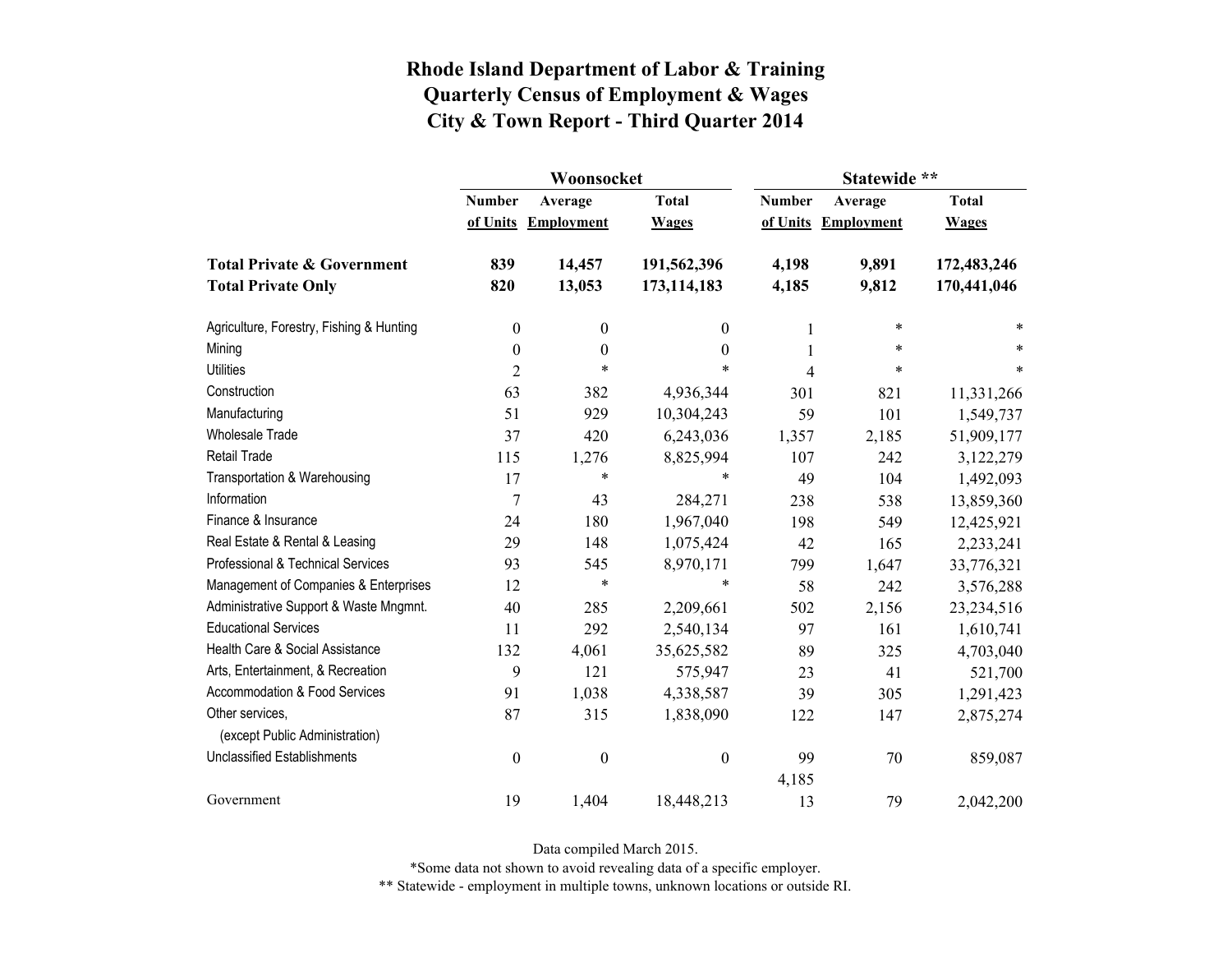# Rhode Island Department of Labor & Training
# Quarterly Census of Employment & Wages
# City & Town Report - Third Quarter 2014

| | Woonsocket | | | Statewide ** | | |
|---|---|---|---|---|---|---|
| | Number of Units | Average Employment | Total Wages | Number of Units | Average Employment | Total Wages |
| **Total Private & Government** | **839** | **14,457** | **191,562,396** | **4,198** | **9,891** | **172,483,246** |
| **Total Private Only** | **820** | **13,053** | **173,114,183** | **4,185** | **9,812** | **170,441,046** |
| Agriculture, Forestry, Fishing & Hunting | 0 | 0 | 0 | 1 | * | * |
| Mining | 0 | 0 | 0 | 1 | * | * |
| Utilities | 2 | * | * | 4 | * | * |
| Construction | 63 | 382 | 4,936,344 | 301 | 821 | 11,331,266 |
| Manufacturing | 51 | 929 | 10,304,243 | 59 | 101 | 1,549,737 |
| Wholesale Trade | 37 | 420 | 6,243,036 | 1,357 | 2,185 | 51,909,177 |
| Retail Trade | 115 | 1,276 | 8,825,994 | 107 | 242 | 3,122,279 |
| Transportation & Warehousing | 17 | * | * | 49 | 104 | 1,492,093 |
| Information | 7 | 43 | 284,271 | 238 | 538 | 13,859,360 |
| Finance & Insurance | 24 | 180 | 1,967,040 | 198 | 549 | 12,425,921 |
| Real Estate & Rental & Leasing | 29 | 148 | 1,075,424 | 42 | 165 | 2,233,241 |
| Professional & Technical Services | 93 | 545 | 8,970,171 | 799 | 1,647 | 33,776,321 |
| Management of Companies & Enterprises | 12 | * | * | 58 | 242 | 3,576,288 |
| Administrative Support & Waste Mngmnt. | 40 | 285 | 2,209,661 | 502 | 2,156 | 23,234,516 |
| Educational Services | 11 | 292 | 2,540,134 | 97 | 161 | 1,610,741 |
| Health Care & Social Assistance | 132 | 4,061 | 35,625,582 | 89 | 325 | 4,703,040 |
| Arts, Entertainment, & Recreation | 9 | 121 | 575,947 | 23 | 41 | 521,700 |
| Accommodation & Food Services | 91 | 1,038 | 4,338,587 | 39 | 305 | 1,291,423 |
| Other services, (except Public Administration) | 87 | 315 | 1,838,090 | 122 | 147 | 2,875,274 |
| Unclassified Establishments | 0 | 0 | 0 | 99 | 70 | 859,087 |
| | | | | 4,185 | | |
| Government | 19 | 1,404 | 18,448,213 | 13 | 79 | 2,042,200 |

Data compiled March 2015.

*Some data not shown to avoid revealing data of a specific employer.

** Statewide - employment in multiple towns, unknown locations or outside RI.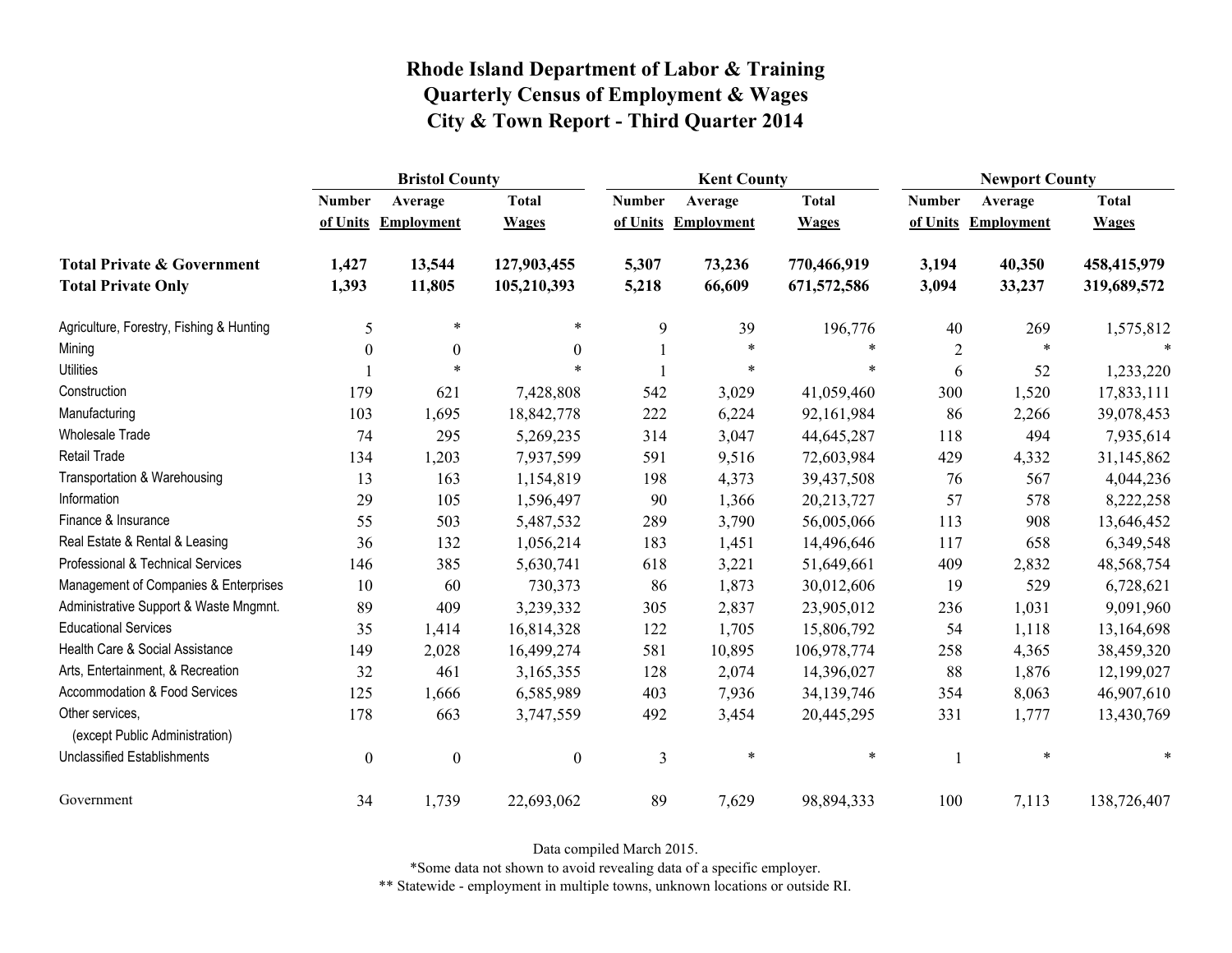# Rhode Island Department of Labor & Training
## Quarterly Census of Employment & Wages
## City & Town Report - Third Quarter 2014

| | Bristol County | | | Kent County | | | Newport County | | |
|---|---|---|---|---|---|---|---|---|---|
| | Number of Units | Average Employment | Total Wages | Number of Units | Average Employment | Total Wages | Number of Units | Average Employment | Total Wages |
| **Total Private & Government** | **1,427** | **13,544** | **127,903,455** | **5,307** | **73,236** | **770,466,919** | **3,194** | **40,350** | **458,415,979** |
| **Total Private Only** | **1,393** | **11,805** | **105,210,393** | **5,218** | **66,609** | **671,572,586** | **3,094** | **33,237** | **319,689,572** |
| Agriculture, Forestry, Fishing & Hunting | 5 | * | * | 9 | 39 | 196,776 | 40 | 269 | 1,575,812 |
| Mining | 0 | 0 | 0 | 1 | * | * | 2 | * | * |
| Utilities | 1 | * | * | 1 | * | * | 6 | 52 | 1,233,220 |
| Construction | 179 | 621 | 7,428,808 | 542 | 3,029 | 41,059,460 | 300 | 1,520 | 17,833,111 |
| Manufacturing | 103 | 1,695 | 18,842,778 | 222 | 6,224 | 92,161,984 | 86 | 2,266 | 39,078,453 |
| Wholesale Trade | 74 | 295 | 5,269,235 | 314 | 3,047 | 44,645,287 | 118 | 494 | 7,935,614 |
| Retail Trade | 134 | 1,203 | 7,937,599 | 591 | 9,516 | 72,603,984 | 429 | 4,332 | 31,145,862 |
| Transportation & Warehousing | 13 | 163 | 1,154,819 | 198 | 4,373 | 39,437,508 | 76 | 567 | 4,044,236 |
| Information | 29 | 105 | 1,596,497 | 90 | 1,366 | 20,213,727 | 57 | 578 | 8,222,258 |
| Finance & Insurance | 55 | 503 | 5,487,532 | 289 | 3,790 | 56,005,066 | 113 | 908 | 13,646,452 |
| Real Estate & Rental & Leasing | 36 | 132 | 1,056,214 | 183 | 1,451 | 14,496,646 | 117 | 658 | 6,349,548 |
| Professional & Technical Services | 146 | 385 | 5,630,741 | 618 | 3,221 | 51,649,661 | 409 | 2,832 | 48,568,754 |
| Management of Companies & Enterprises | 10 | 60 | 730,373 | 86 | 1,873 | 30,012,606 | 19 | 529 | 6,728,621 |
| Administrative Support & Waste Mngmnt. | 89 | 409 | 3,239,332 | 305 | 2,837 | 23,905,012 | 236 | 1,031 | 9,091,960 |
| Educational Services | 35 | 1,414 | 16,814,328 | 122 | 1,705 | 15,806,792 | 54 | 1,118 | 13,164,698 |
| Health Care & Social Assistance | 149 | 2,028 | 16,499,274 | 581 | 10,895 | 106,978,774 | 258 | 4,365 | 38,459,320 |
| Arts, Entertainment, & Recreation | 32 | 461 | 3,165,355 | 128 | 2,074 | 14,396,027 | 88 | 1,876 | 12,199,027 |
| Accommodation & Food Services | 125 | 1,666 | 6,585,989 | 403 | 7,936 | 34,139,746 | 354 | 8,063 | 46,907,610 |
| Other services, (except Public Administration) | 178 | 663 | 3,747,559 | 492 | 3,454 | 20,445,295 | 331 | 1,777 | 13,430,769 |
| Unclassified Establishments | 0 | 0 | 0 | 3 | * | * | 1 | * | * |
| Government | 34 | 1,739 | 22,693,062 | 89 | 7,629 | 98,894,333 | 100 | 7,113 | 138,726,407 |

Data compiled March 2015.

*Some data not shown to avoid revealing data of a specific employer.

** Statewide - employment in multiple towns, unknown locations or outside RI.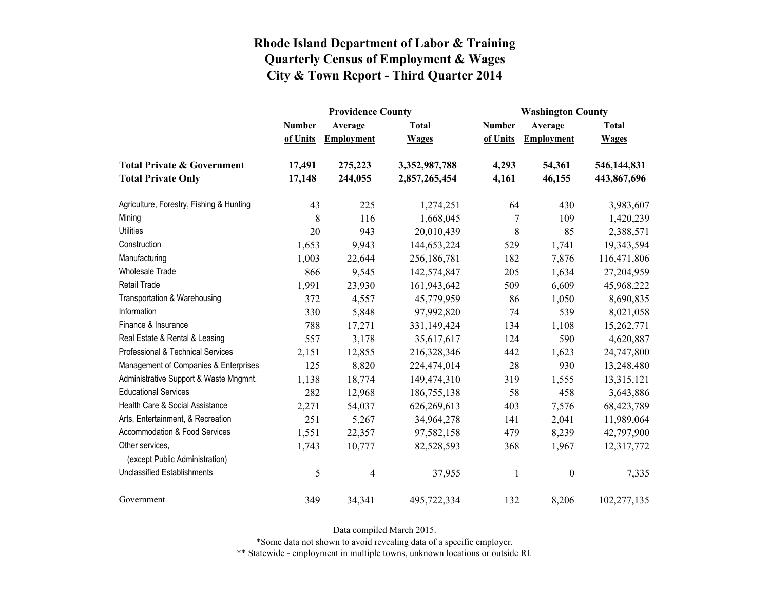# Rhode Island Department of Labor & Training
## Quarterly Census of Employment & Wages
## City & Town Report - Third Quarter 2014

| | Providence County | | | Washington County | | |
|---|---|---|---|---|---|---|
| | Number of Units | Average Employment | Total Wages | Number of Units | Average Employment | Total Wages |
| **Total Private & Government** | **17,491** | **275,223** | **3,352,987,788** | **4,293** | **54,361** | **546,144,831** |
| **Total Private Only** | **17,148** | **244,055** | **2,857,265,454** | **4,161** | **46,155** | **443,867,696** |
| Agriculture, Forestry, Fishing & Hunting | 43 | 225 | 1,274,251 | 64 | 430 | 3,983,607 |
| Mining | 8 | 116 | 1,668,045 | 7 | 109 | 1,420,239 |
| Utilities | 20 | 943 | 20,010,439 | 8 | 85 | 2,388,571 |
| Construction | 1,653 | 9,943 | 144,653,224 | 529 | 1,741 | 19,343,594 |
| Manufacturing | 1,003 | 22,644 | 256,186,781 | 182 | 7,876 | 116,471,806 |
| Wholesale Trade | 866 | 9,545 | 142,574,847 | 205 | 1,634 | 27,204,959 |
| Retail Trade | 1,991 | 23,930 | 161,943,642 | 509 | 6,609 | 45,968,222 |
| Transportation & Warehousing | 372 | 4,557 | 45,779,959 | 86 | 1,050 | 8,690,835 |
| Information | 330 | 5,848 | 97,992,820 | 74 | 539 | 8,021,058 |
| Finance & Insurance | 788 | 17,271 | 331,149,424 | 134 | 1,108 | 15,262,771 |
| Real Estate & Rental & Leasing | 557 | 3,178 | 35,617,617 | 124 | 590 | 4,620,887 |
| Professional & Technical Services | 2,151 | 12,855 | 216,328,346 | 442 | 1,623 | 24,747,800 |
| Management of Companies & Enterprises | 125 | 8,820 | 224,474,014 | 28 | 930 | 13,248,480 |
| Administrative Support & Waste Mngmnt. | 1,138 | 18,774 | 149,474,310 | 319 | 1,555 | 13,315,121 |
| Educational Services | 282 | 12,968 | 186,755,138 | 58 | 458 | 3,643,886 |
| Health Care & Social Assistance | 2,271 | 54,037 | 626,269,613 | 403 | 7,576 | 68,423,789 |
| Arts, Entertainment, & Recreation | 251 | 5,267 | 34,964,278 | 141 | 2,041 | 11,989,064 |
| Accommodation & Food Services | 1,551 | 22,357 | 97,582,158 | 479 | 8,239 | 42,797,900 |
| Other services, (except Public Administration) | 1,743 | 10,777 | 82,528,593 | 368 | 1,967 | 12,317,772 |
| Unclassified Establishments | 5 | 4 | 37,955 | 1 | 0 | 7,335 |
| Government | 349 | 34,341 | 495,722,334 | 132 | 8,206 | 102,277,135 |

Data compiled March 2015.

*Some data not shown to avoid revealing data of a specific employer.

** Statewide - employment in multiple towns, unknown locations or outside RI.